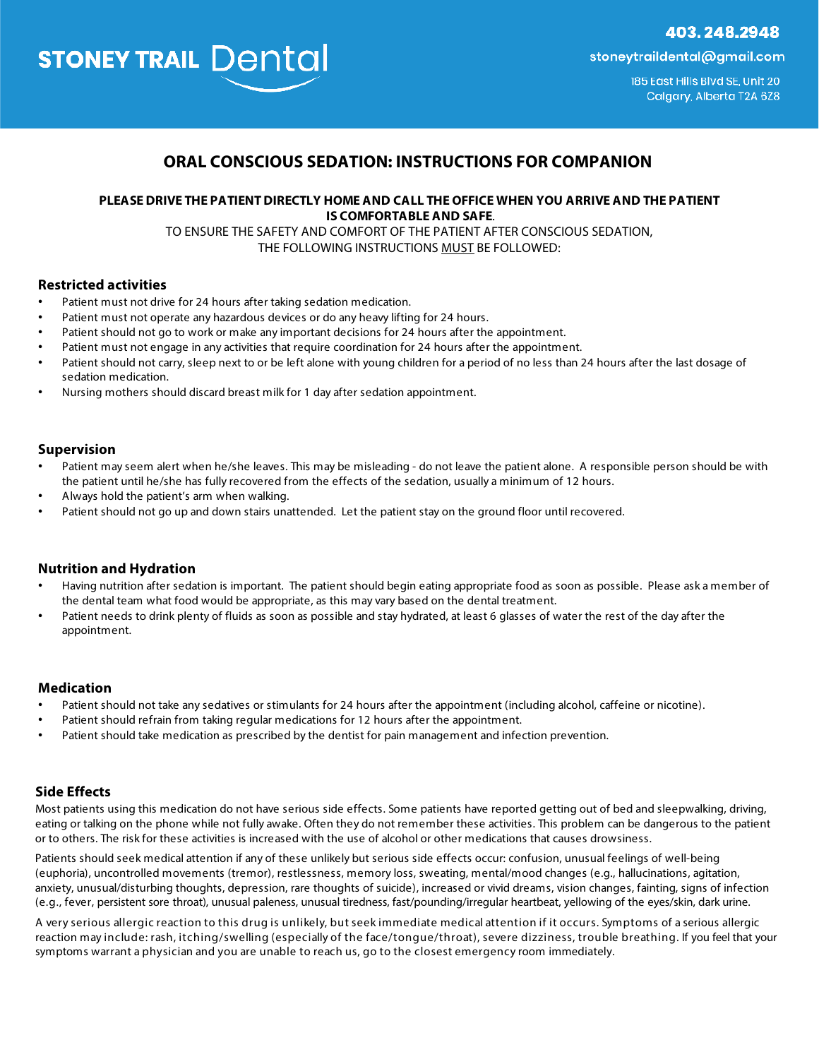STONEY TRAIL Dental

403.248.2948

stoneytraildental@gmail.com

185 East Hills Blvd SE, Unit 20
Calgary, Alberta T2A 6Z8

# ORAL CONSCIOUS SEDATION: INSTRUCTIONS FOR COMPANION

**PLEASE DRIVE THE PATIENT DIRECTLY HOME AND CALL THE OFFICE WHEN YOU ARRIVE AND THE PATIENT IS COMFORTABLE AND SAFE**.

TO ENSURE THE SAFETY AND COMFORT OF THE PATIENT AFTER CONSCIOUS SEDATION, THE FOLLOWING INSTRUCTIONS MUST BE FOLLOWED:

## Restricted activities

- Patient must not drive for 24 hours after taking sedation medication.
- Patient must not operate any hazardous devices or do any heavy lifting for 24 hours.
- Patient should not go to work or make any important decisions for 24 hours after the appointment.
- Patient must not engage in any activities that require coordination for 24 hours after the appointment.
- Patient should not carry, sleep next to or be left alone with young children for a period of no less than 24 hours after the last dosage of sedation medication.
- Nursing mothers should discard breast milk for 1 day after sedation appointment.

## Supervision

- Patient may seem alert when he/she leaves. This may be misleading - do not leave the patient alone. A responsible person should be with the patient until he/she has fully recovered from the effects of the sedation, usually a minimum of 12 hours.
- Always hold the patient's arm when walking.
- Patient should not go up and down stairs unattended. Let the patient stay on the ground floor until recovered.

## Nutrition and Hydration

- Having nutrition after sedation is important. The patient should begin eating appropriate food as soon as possible. Please ask a member of the dental team what food would be appropriate, as this may vary based on the dental treatment.
- Patient needs to drink plenty of fluids as soon as possible and stay hydrated, at least 6 glasses of water the rest of the day after the appointment.

## Medication

- Patient should not take any sedatives or stimulants for 24 hours after the appointment (including alcohol, caffeine or nicotine).
- Patient should refrain from taking regular medications for 12 hours after the appointment.
- Patient should take medication as prescribed by the dentist for pain management and infection prevention.

## Side Effects

Most patients using this medication do not have serious side effects. Some patients have reported getting out of bed and sleepwalking, driving, eating or talking on the phone while not fully awake. Often they do not remember these activities. This problem can be dangerous to the patient or to others. The risk for these activities is increased with the use of alcohol or other medications that causes drowsiness.

Patients should seek medical attention if any of these unlikely but serious side effects occur: confusion, unusual feelings of well-being (euphoria), uncontrolled movements (tremor), restlessness, memory loss, sweating, mental/mood changes (e.g., hallucinations, agitation, anxiety, unusual/disturbing thoughts, depression, rare thoughts of suicide), increased or vivid dreams, vision changes, fainting, signs of infection (e.g., fever, persistent sore throat), unusual paleness, unusual tiredness, fast/pounding/irregular heartbeat, yellowing of the eyes/skin, dark urine.

A very serious allergic reaction to this drug is unlikely, but seek immediate medical attention if it occurs. Symptoms of a serious allergic reaction may include: rash, itching/swelling (especially of the face/tongue/throat), severe dizziness, trouble breathing. If you feel that your symptoms warrant a physician and you are unable to reach us, go to the closest emergency room immediately.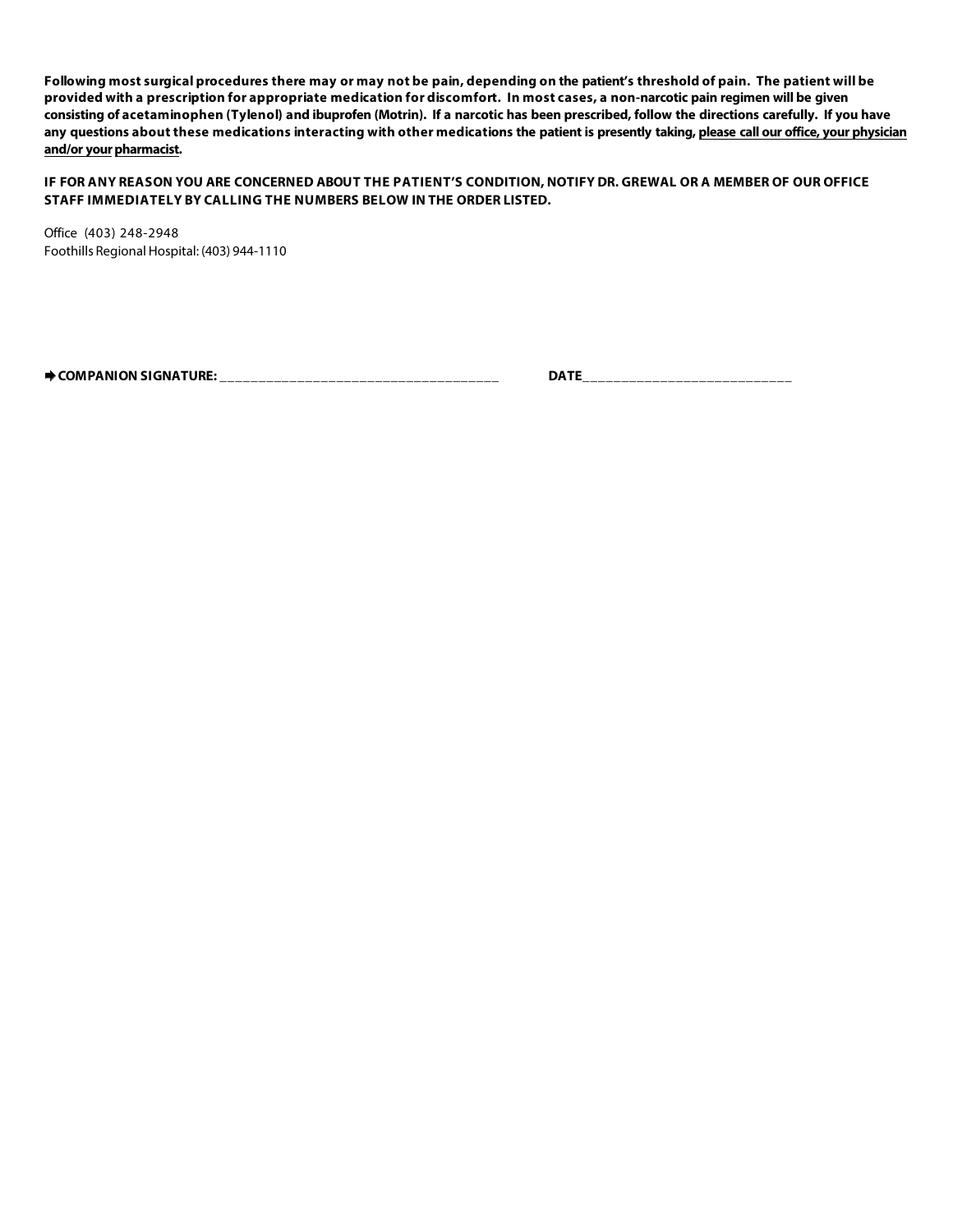**Following most surgical procedures there may or may not be pain, depending on the patient's threshold of pain. The patient will be provided with a prescription for appropriate medication for discomfort. In most cases, a non-narcotic pain regimen will be given consisting of acetaminophen (Tylenol) and ibuprofen (Motrin). If a narcotic has been prescribed, follow the directions carefully. If you have any questions about these medications interacting with other medications the patient is presently taking, <u>please call our office, your physician and/or your pharmacist</u>.**

**IF FOR ANY REASON YOU ARE CONCERNED ABOUT THE PATIENT'S CONDITION, NOTIFY DR. GREWAL OR A MEMBER OF OUR OFFICE STAFF IMMEDIATELY BY CALLING THE NUMBERS BELOW IN THE ORDER LISTED.**

Office (403) 248-2948
Foothills Regional Hospital: (403) 944-1110

➨ **COMPANION SIGNATURE:** ______________________________________ **DATE**____________________________